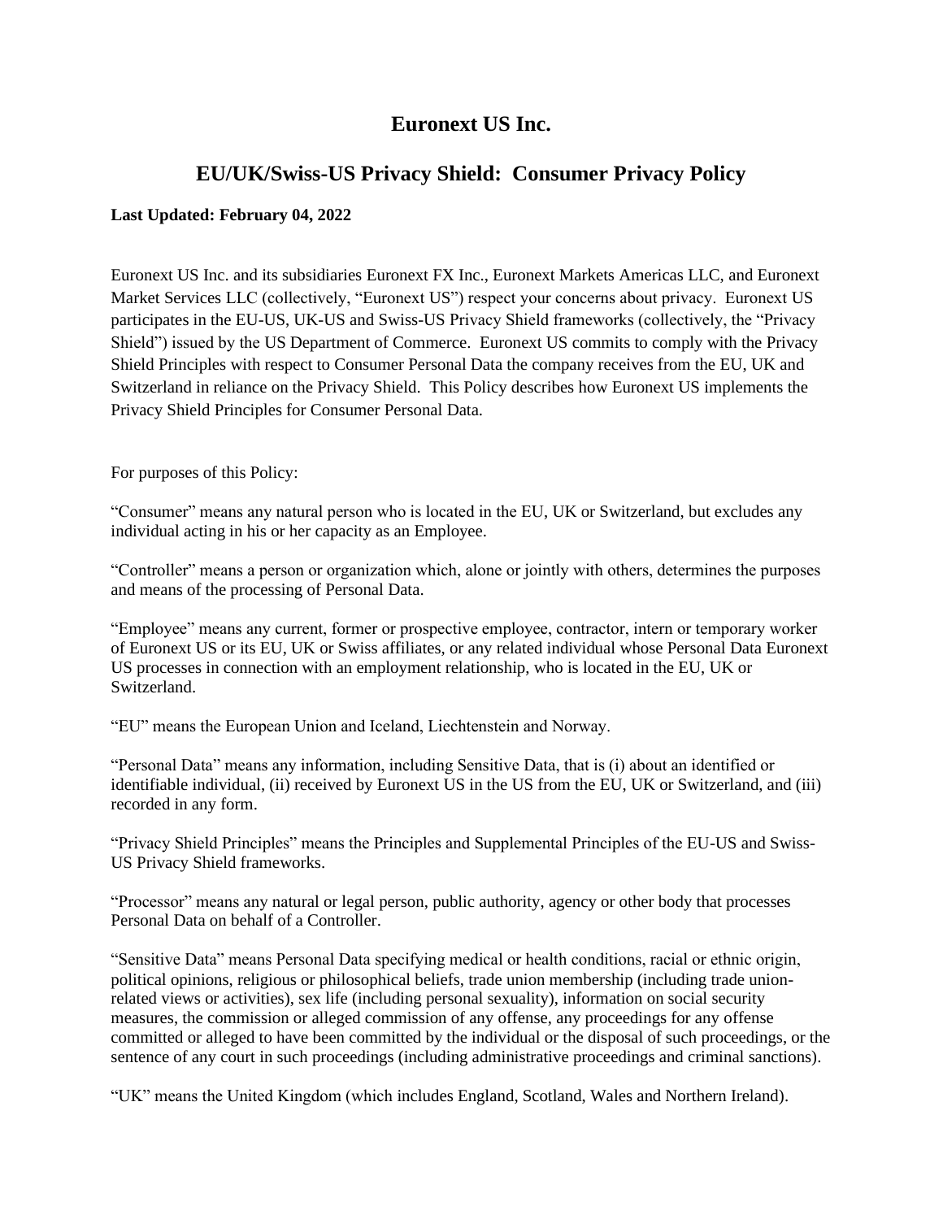# Euronext US Inc.

## EU/UK/Swiss-US Privacy Shield: Consumer Privacy Policy

**Last Updated: February 04, 2022**

Euronext US Inc. and its subsidiaries Euronext FX Inc., Euronext Markets Americas LLC, and Euronext Market Services LLC (collectively, "Euronext US") respect your concerns about privacy. Euronext US participates in the EU-US, UK-US and Swiss-US Privacy Shield frameworks (collectively, the "Privacy Shield") issued by the US Department of Commerce. Euronext US commits to comply with the Privacy Shield Principles with respect to Consumer Personal Data the company receives from the EU, UK and Switzerland in reliance on the Privacy Shield. This Policy describes how Euronext US implements the Privacy Shield Principles for Consumer Personal Data.

For purposes of this Policy:

"Consumer" means any natural person who is located in the EU, UK or Switzerland, but excludes any individual acting in his or her capacity as an Employee.

"Controller" means a person or organization which, alone or jointly with others, determines the purposes and means of the processing of Personal Data.

"Employee" means any current, former or prospective employee, contractor, intern or temporary worker of Euronext US or its EU, UK or Swiss affiliates, or any related individual whose Personal Data Euronext US processes in connection with an employment relationship, who is located in the EU, UK or Switzerland.

"EU" means the European Union and Iceland, Liechtenstein and Norway.

"Personal Data" means any information, including Sensitive Data, that is (i) about an identified or identifiable individual, (ii) received by Euronext US in the US from the EU, UK or Switzerland, and (iii) recorded in any form.

"Privacy Shield Principles" means the Principles and Supplemental Principles of the EU-US and Swiss-US Privacy Shield frameworks.

"Processor" means any natural or legal person, public authority, agency or other body that processes Personal Data on behalf of a Controller.

"Sensitive Data" means Personal Data specifying medical or health conditions, racial or ethnic origin, political opinions, religious or philosophical beliefs, trade union membership (including trade union-related views or activities), sex life (including personal sexuality), information on social security measures, the commission or alleged commission of any offense, any proceedings for any offense committed or alleged to have been committed by the individual or the disposal of such proceedings, or the sentence of any court in such proceedings (including administrative proceedings and criminal sanctions).

"UK" means the United Kingdom (which includes England, Scotland, Wales and Northern Ireland).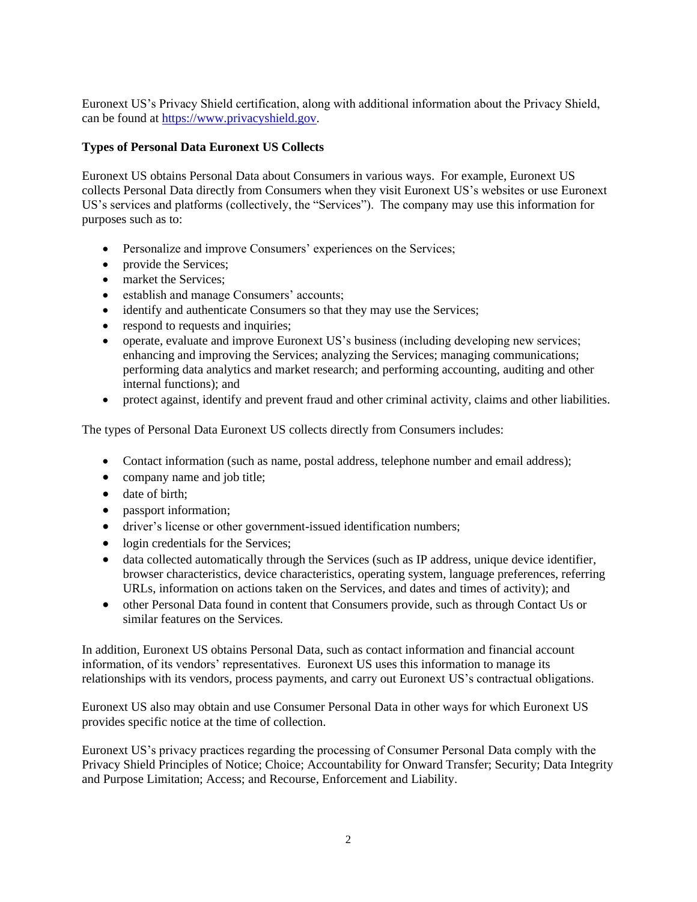Euronext US's Privacy Shield certification, along with additional information about the Privacy Shield, can be found at [https://www.privacyshield.gov](https://www.privacyshield.gov).

**Types of Personal Data Euronext US Collects**

Euronext US obtains Personal Data about Consumers in various ways. For example, Euronext US collects Personal Data directly from Consumers when they visit Euronext US's websites or use Euronext US's services and platforms (collectively, the "Services"). The company may use this information for purposes such as to:

- Personalize and improve Consumers' experiences on the Services;
- provide the Services;
- market the Services;
- establish and manage Consumers' accounts;
- identify and authenticate Consumers so that they may use the Services;
- respond to requests and inquiries;
- operate, evaluate and improve Euronext US's business (including developing new services; enhancing and improving the Services; analyzing the Services; managing communications; performing data analytics and market research; and performing accounting, auditing and other internal functions); and
- protect against, identify and prevent fraud and other criminal activity, claims and other liabilities.

The types of Personal Data Euronext US collects directly from Consumers includes:

- Contact information (such as name, postal address, telephone number and email address);
- company name and job title;
- date of birth;
- passport information;
- driver's license or other government-issued identification numbers;
- login credentials for the Services;
- data collected automatically through the Services (such as IP address, unique device identifier, browser characteristics, device characteristics, operating system, language preferences, referring URLs, information on actions taken on the Services, and dates and times of activity); and
- other Personal Data found in content that Consumers provide, such as through Contact Us or similar features on the Services.

In addition, Euronext US obtains Personal Data, such as contact information and financial account information, of its vendors' representatives. Euronext US uses this information to manage its relationships with its vendors, process payments, and carry out Euronext US's contractual obligations.

Euronext US also may obtain and use Consumer Personal Data in other ways for which Euronext US provides specific notice at the time of collection.

Euronext US's privacy practices regarding the processing of Consumer Personal Data comply with the Privacy Shield Principles of Notice; Choice; Accountability for Onward Transfer; Security; Data Integrity and Purpose Limitation; Access; and Recourse, Enforcement and Liability.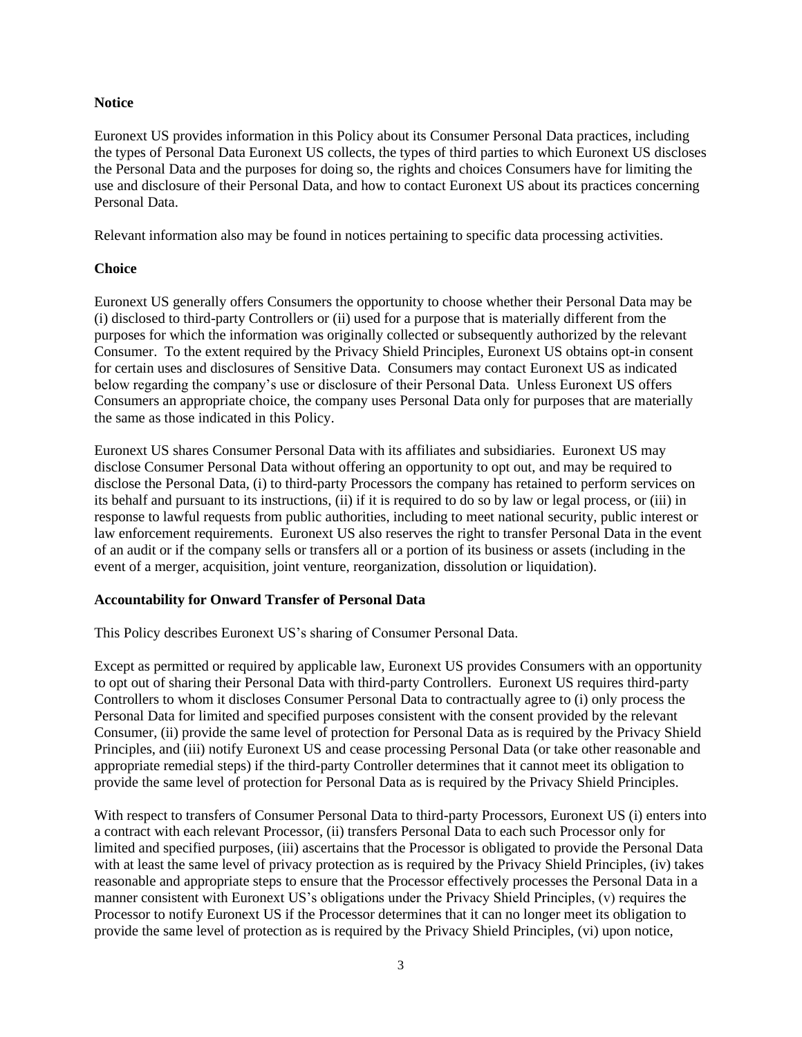**Notice**

Euronext US provides information in this Policy about its Consumer Personal Data practices, including the types of Personal Data Euronext US collects, the types of third parties to which Euronext US discloses the Personal Data and the purposes for doing so, the rights and choices Consumers have for limiting the use and disclosure of their Personal Data, and how to contact Euronext US about its practices concerning Personal Data.

Relevant information also may be found in notices pertaining to specific data processing activities.

**Choice**

Euronext US generally offers Consumers the opportunity to choose whether their Personal Data may be (i) disclosed to third-party Controllers or (ii) used for a purpose that is materially different from the purposes for which the information was originally collected or subsequently authorized by the relevant Consumer. To the extent required by the Privacy Shield Principles, Euronext US obtains opt-in consent for certain uses and disclosures of Sensitive Data. Consumers may contact Euronext US as indicated below regarding the company's use or disclosure of their Personal Data. Unless Euronext US offers Consumers an appropriate choice, the company uses Personal Data only for purposes that are materially the same as those indicated in this Policy.

Euronext US shares Consumer Personal Data with its affiliates and subsidiaries. Euronext US may disclose Consumer Personal Data without offering an opportunity to opt out, and may be required to disclose the Personal Data, (i) to third-party Processors the company has retained to perform services on its behalf and pursuant to its instructions, (ii) if it is required to do so by law or legal process, or (iii) in response to lawful requests from public authorities, including to meet national security, public interest or law enforcement requirements. Euronext US also reserves the right to transfer Personal Data in the event of an audit or if the company sells or transfers all or a portion of its business or assets (including in the event of a merger, acquisition, joint venture, reorganization, dissolution or liquidation).

**Accountability for Onward Transfer of Personal Data**

This Policy describes Euronext US's sharing of Consumer Personal Data.

Except as permitted or required by applicable law, Euronext US provides Consumers with an opportunity to opt out of sharing their Personal Data with third-party Controllers. Euronext US requires third-party Controllers to whom it discloses Consumer Personal Data to contractually agree to (i) only process the Personal Data for limited and specified purposes consistent with the consent provided by the relevant Consumer, (ii) provide the same level of protection for Personal Data as is required by the Privacy Shield Principles, and (iii) notify Euronext US and cease processing Personal Data (or take other reasonable and appropriate remedial steps) if the third-party Controller determines that it cannot meet its obligation to provide the same level of protection for Personal Data as is required by the Privacy Shield Principles.

With respect to transfers of Consumer Personal Data to third-party Processors, Euronext US (i) enters into a contract with each relevant Processor, (ii) transfers Personal Data to each such Processor only for limited and specified purposes, (iii) ascertains that the Processor is obligated to provide the Personal Data with at least the same level of privacy protection as is required by the Privacy Shield Principles, (iv) takes reasonable and appropriate steps to ensure that the Processor effectively processes the Personal Data in a manner consistent with Euronext US's obligations under the Privacy Shield Principles, (v) requires the Processor to notify Euronext US if the Processor determines that it can no longer meet its obligation to provide the same level of protection as is required by the Privacy Shield Principles, (vi) upon notice,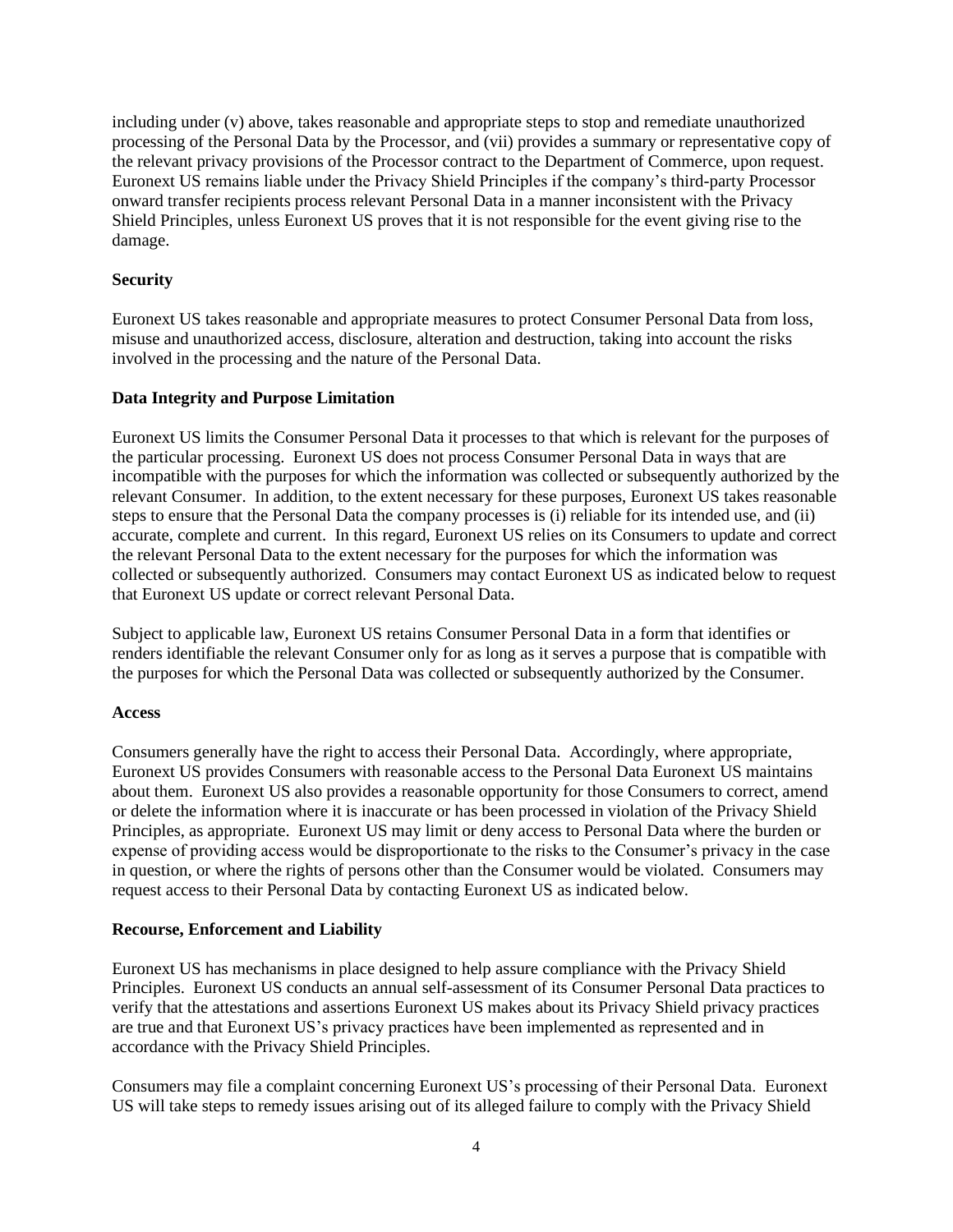including under (v) above, takes reasonable and appropriate steps to stop and remediate unauthorized processing of the Personal Data by the Processor, and (vii) provides a summary or representative copy of the relevant privacy provisions of the Processor contract to the Department of Commerce, upon request. Euronext US remains liable under the Privacy Shield Principles if the company's third-party Processor onward transfer recipients process relevant Personal Data in a manner inconsistent with the Privacy Shield Principles, unless Euronext US proves that it is not responsible for the event giving rise to the damage.

**Security**

Euronext US takes reasonable and appropriate measures to protect Consumer Personal Data from loss, misuse and unauthorized access, disclosure, alteration and destruction, taking into account the risks involved in the processing and the nature of the Personal Data.

**Data Integrity and Purpose Limitation**

Euronext US limits the Consumer Personal Data it processes to that which is relevant for the purposes of the particular processing. Euronext US does not process Consumer Personal Data in ways that are incompatible with the purposes for which the information was collected or subsequently authorized by the relevant Consumer. In addition, to the extent necessary for these purposes, Euronext US takes reasonable steps to ensure that the Personal Data the company processes is (i) reliable for its intended use, and (ii) accurate, complete and current. In this regard, Euronext US relies on its Consumers to update and correct the relevant Personal Data to the extent necessary for the purposes for which the information was collected or subsequently authorized. Consumers may contact Euronext US as indicated below to request that Euronext US update or correct relevant Personal Data.

Subject to applicable law, Euronext US retains Consumer Personal Data in a form that identifies or renders identifiable the relevant Consumer only for as long as it serves a purpose that is compatible with the purposes for which the Personal Data was collected or subsequently authorized by the Consumer.

**Access**

Consumers generally have the right to access their Personal Data. Accordingly, where appropriate, Euronext US provides Consumers with reasonable access to the Personal Data Euronext US maintains about them. Euronext US also provides a reasonable opportunity for those Consumers to correct, amend or delete the information where it is inaccurate or has been processed in violation of the Privacy Shield Principles, as appropriate. Euronext US may limit or deny access to Personal Data where the burden or expense of providing access would be disproportionate to the risks to the Consumer's privacy in the case in question, or where the rights of persons other than the Consumer would be violated. Consumers may request access to their Personal Data by contacting Euronext US as indicated below.

**Recourse, Enforcement and Liability**

Euronext US has mechanisms in place designed to help assure compliance with the Privacy Shield Principles. Euronext US conducts an annual self-assessment of its Consumer Personal Data practices to verify that the attestations and assertions Euronext US makes about its Privacy Shield privacy practices are true and that Euronext US's privacy practices have been implemented as represented and in accordance with the Privacy Shield Principles.

Consumers may file a complaint concerning Euronext US's processing of their Personal Data. Euronext US will take steps to remedy issues arising out of its alleged failure to comply with the Privacy Shield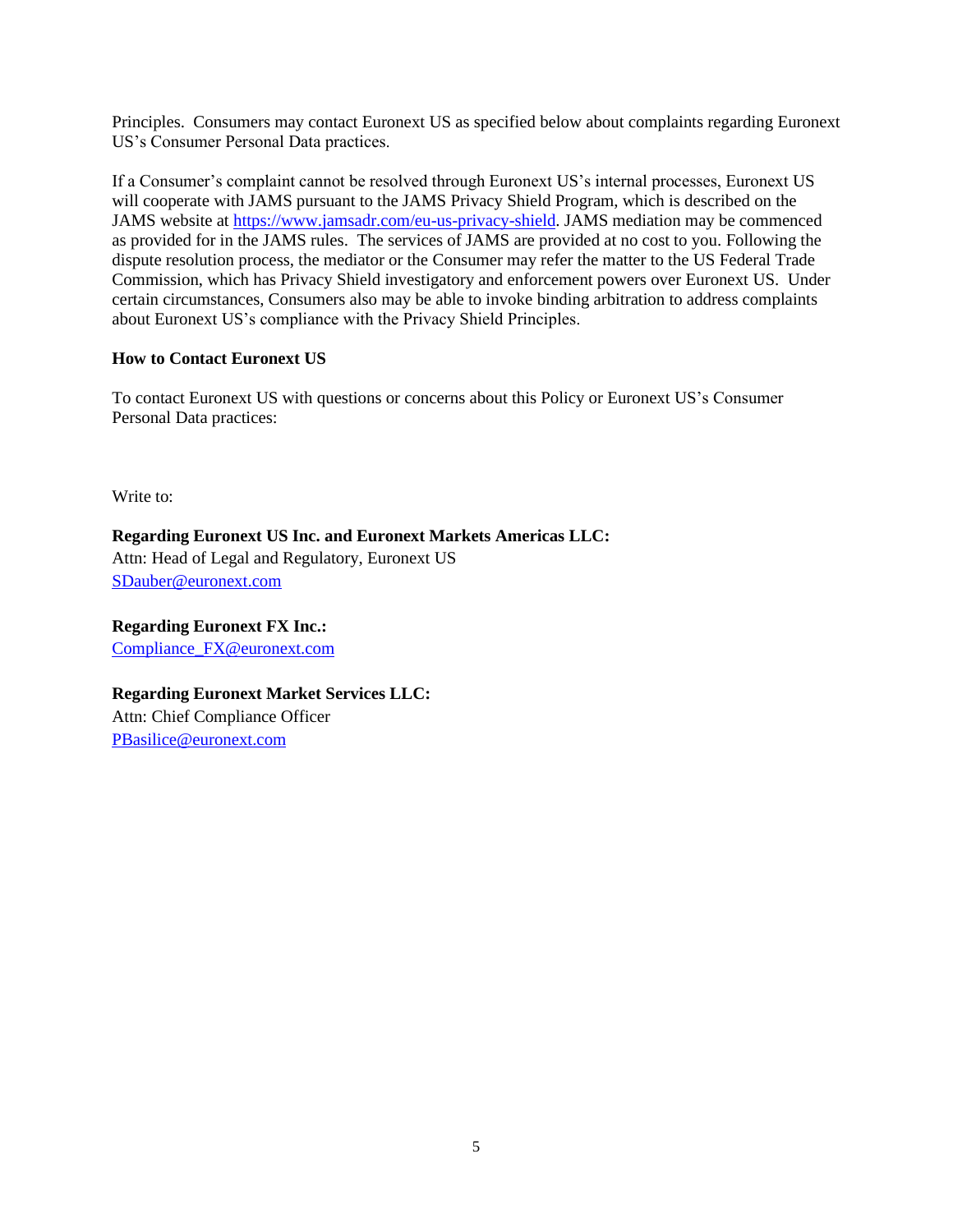Principles. Consumers may contact Euronext US as specified below about complaints regarding Euronext US's Consumer Personal Data practices.

If a Consumer's complaint cannot be resolved through Euronext US's internal processes, Euronext US will cooperate with JAMS pursuant to the JAMS Privacy Shield Program, which is described on the JAMS website at https://www.jamsadr.com/eu-us-privacy-shield. JAMS mediation may be commenced as provided for in the JAMS rules. The services of JAMS are provided at no cost to you. Following the dispute resolution process, the mediator or the Consumer may refer the matter to the US Federal Trade Commission, which has Privacy Shield investigatory and enforcement powers over Euronext US. Under certain circumstances, Consumers also may be able to invoke binding arbitration to address complaints about Euronext US's compliance with the Privacy Shield Principles.

**How to Contact Euronext US**

To contact Euronext US with questions or concerns about this Policy or Euronext US's Consumer Personal Data practices:

Write to:

**Regarding Euronext US Inc. and Euronext Markets Americas LLC:**
Attn: Head of Legal and Regulatory, Euronext US
SDauber@euronext.com

**Regarding Euronext FX Inc.:**
Compliance_FX@euronext.com

**Regarding Euronext Market Services LLC:**
Attn: Chief Compliance Officer
PBasilice@euronext.com